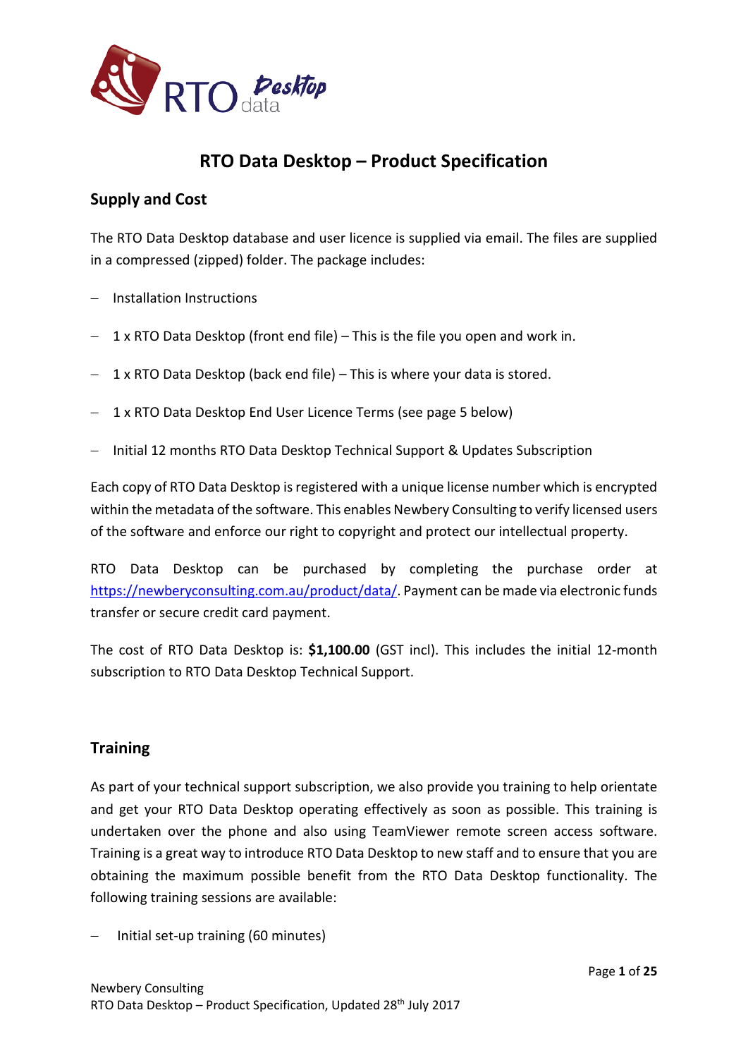# RTO Data Desktop – Product Specification

## Supply and Cost

The RTO Data Desktop database and user licence is supplied via email. The files are supplied in a compressed (zipped) folder. The package includes:

- Installation Instructions
- 1 x RTO Data Desktop (front end file) – This is the file you open and work in.
- 1 x RTO Data Desktop (back end file) – This is where your data is stored.
- 1 x RTO Data Desktop End User Licence Terms (see page 5 below)
- Initial 12 months RTO Data Desktop Technical Support & Updates Subscription

Each copy of RTO Data Desktop is registered with a unique license number which is encrypted within the metadata of the software. This enables Newbery Consulting to verify licensed users of the software and enforce our right to copyright and protect our intellectual property.

RTO Data Desktop can be purchased by completing the purchase order at https://newberyconsulting.com.au/product/data/. Payment can be made via electronic funds transfer or secure credit card payment.

The cost of RTO Data Desktop is: **$1,100.00** (GST incl). This includes the initial 12-month subscription to RTO Data Desktop Technical Support.

## Training

As part of your technical support subscription, we also provide you training to help orientate and get your RTO Data Desktop operating effectively as soon as possible. This training is undertaken over the phone and also using TeamViewer remote screen access software. Training is a great way to introduce RTO Data Desktop to new staff and to ensure that you are obtaining the maximum possible benefit from the RTO Data Desktop functionality. The following training sessions are available:

- Initial set-up training (60 minutes)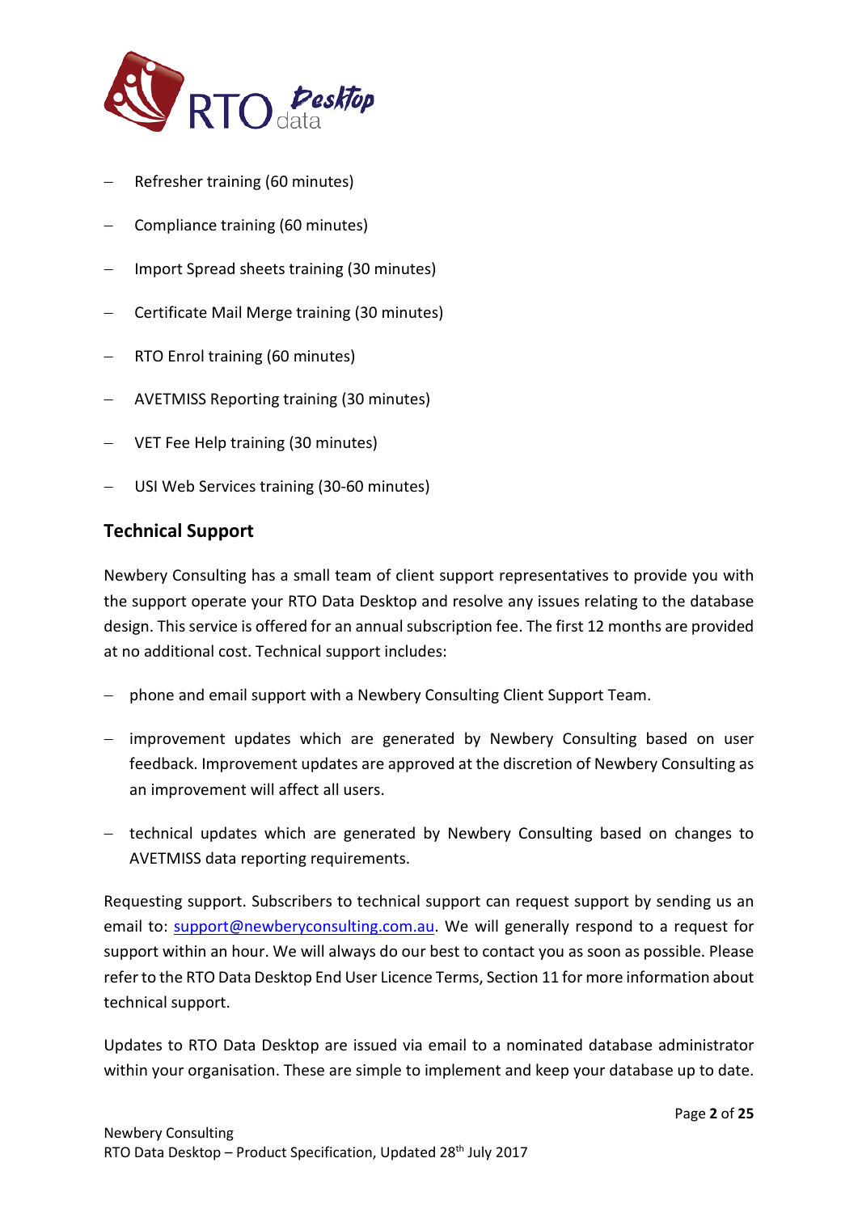- Refresher training (60 minutes)
- Compliance training (60 minutes)
- Import Spread sheets training (30 minutes)
- Certificate Mail Merge training (30 minutes)
- RTO Enrol training (60 minutes)
- AVETMISS Reporting training (30 minutes)
- VET Fee Help training (30 minutes)
- USI Web Services training (30-60 minutes)

## Technical Support

Newbery Consulting has a small team of client support representatives to provide you with the support operate your RTO Data Desktop and resolve any issues relating to the database design. This service is offered for an annual subscription fee. The first 12 months are provided at no additional cost. Technical support includes:

- phone and email support with a Newbery Consulting Client Support Team.
- improvement updates which are generated by Newbery Consulting based on user feedback. Improvement updates are approved at the discretion of Newbery Consulting as an improvement will affect all users.
- technical updates which are generated by Newbery Consulting based on changes to AVETMISS data reporting requirements.

Requesting support. Subscribers to technical support can request support by sending us an email to: support@newberyconsulting.com.au. We will generally respond to a request for support within an hour. We will always do our best to contact you as soon as possible. Please refer to the RTO Data Desktop End User Licence Terms, Section 11 for more information about technical support.

Updates to RTO Data Desktop are issued via email to a nominated database administrator within your organisation. These are simple to implement and keep your database up to date.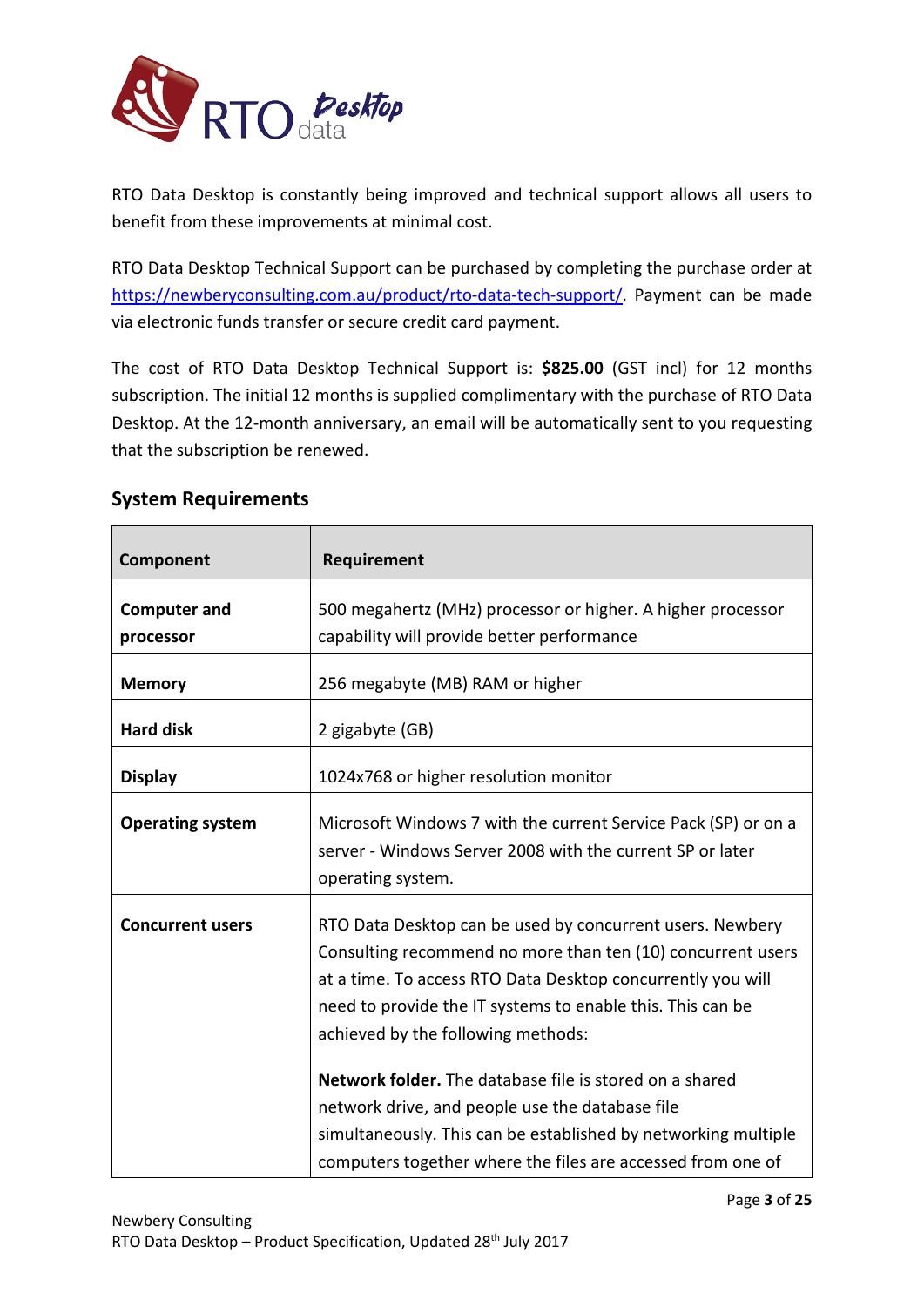RTO Data Desktop is constantly being improved and technical support allows all users to benefit from these improvements at minimal cost.

RTO Data Desktop Technical Support can be purchased by completing the purchase order at https://newberyconsulting.com.au/product/rto-data-tech-support/. Payment can be made via electronic funds transfer or secure credit card payment.

The cost of RTO Data Desktop Technical Support is: **$825.00** (GST incl) for 12 months subscription. The initial 12 months is supplied complimentary with the purchase of RTO Data Desktop. At the 12-month anniversary, an email will be automatically sent to you requesting that the subscription be renewed.

## System Requirements

| Component | Requirement |
|---|---|
| **Computer and processor** | 500 megahertz (MHz) processor or higher. A higher processor capability will provide better performance |
| **Memory** | 256 megabyte (MB) RAM or higher |
| **Hard disk** | 2 gigabyte (GB) |
| **Display** | 1024x768 or higher resolution monitor |
| **Operating system** | Microsoft Windows 7 with the current Service Pack (SP) or on a server - Windows Server 2008 with the current SP or later operating system. |
| **Concurrent users** | RTO Data Desktop can be used by concurrent users. Newbery Consulting recommend no more than ten (10) concurrent users at a time. To access RTO Data Desktop concurrently you will need to provide the IT systems to enable this. This can be achieved by the following methods:<br><br>**Network folder.** The database file is stored on a shared network drive, and people use the database file simultaneously. This can be established by networking multiple computers together where the files are accessed from one of |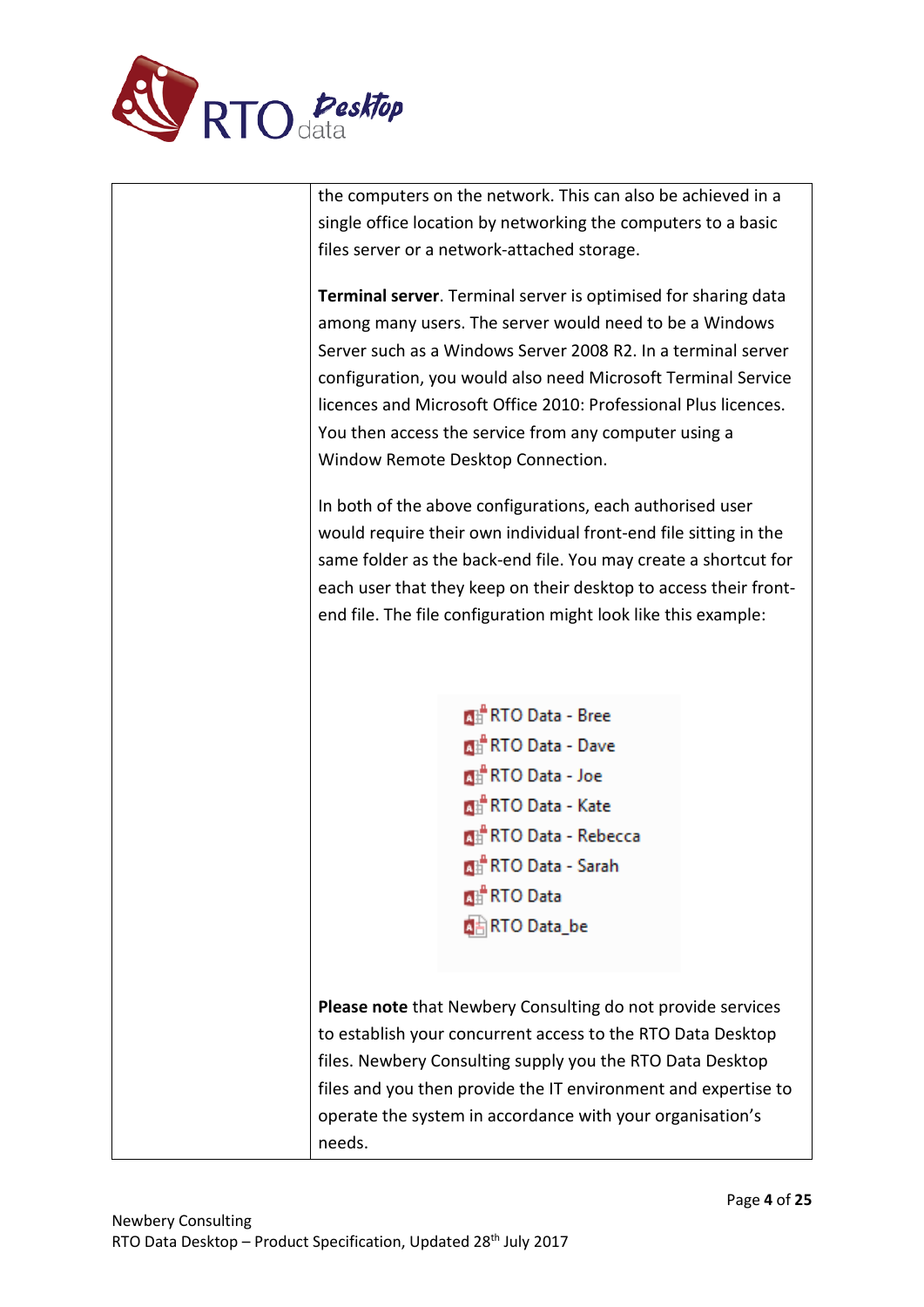| | |
|---|---|
| | the computers on the network. This can also be achieved in a single office location by networking the computers to a basic files server or a network-attached storage.<br><br>**Terminal server**. Terminal server is optimised for sharing data among many users. The server would need to be a Windows Server such as a Windows Server 2008 R2. In a terminal server configuration, you would also need Microsoft Terminal Service licences and Microsoft Office 2010: Professional Plus licences. You then access the service from any computer using a Window Remote Desktop Connection.<br><br>In both of the above configurations, each authorised user would require their own individual front-end file sitting in the same folder as the back-end file. You may create a shortcut for each user that they keep on their desktop to access their front-end file. The file configuration might look like this example:<br><br>RTO Data - Bree<br>RTO Data - Dave<br>RTO Data - Joe<br>RTO Data - Kate<br>RTO Data - Rebecca<br>RTO Data - Sarah<br>RTO Data<br>RTO Data_be<br><br>**Please note** that Newbery Consulting do not provide services to establish your concurrent access to the RTO Data Desktop files. Newbery Consulting supply you the RTO Data Desktop files and you then provide the IT environment and expertise to operate the system in accordance with your organisation's needs. |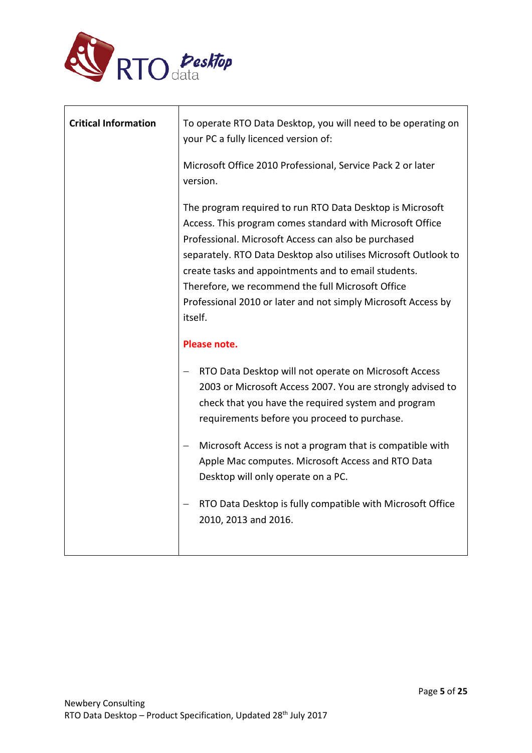| Critical Information | To operate RTO Data Desktop, you will need to be operating on your PC a fully licenced version of:<br><br>Microsoft Office 2010 Professional, Service Pack 2 or later version.<br><br>The program required to run RTO Data Desktop is Microsoft Access. This program comes standard with Microsoft Office Professional. Microsoft Access can also be purchased separately. RTO Data Desktop also utilises Microsoft Outlook to create tasks and appointments and to email students. Therefore, we recommend the full Microsoft Office Professional 2010 or later and not simply Microsoft Access by itself.<br><br>**Please note.**<br><br>– RTO Data Desktop will not operate on Microsoft Access 2003 or Microsoft Access 2007. You are strongly advised to check that you have the required system and program requirements before you proceed to purchase.<br><br>– Microsoft Access is not a program that is compatible with Apple Mac computes. Microsoft Access and RTO Data Desktop will only operate on a PC.<br><br>– RTO Data Desktop is fully compatible with Microsoft Office 2010, 2013 and 2016. |
|---|---|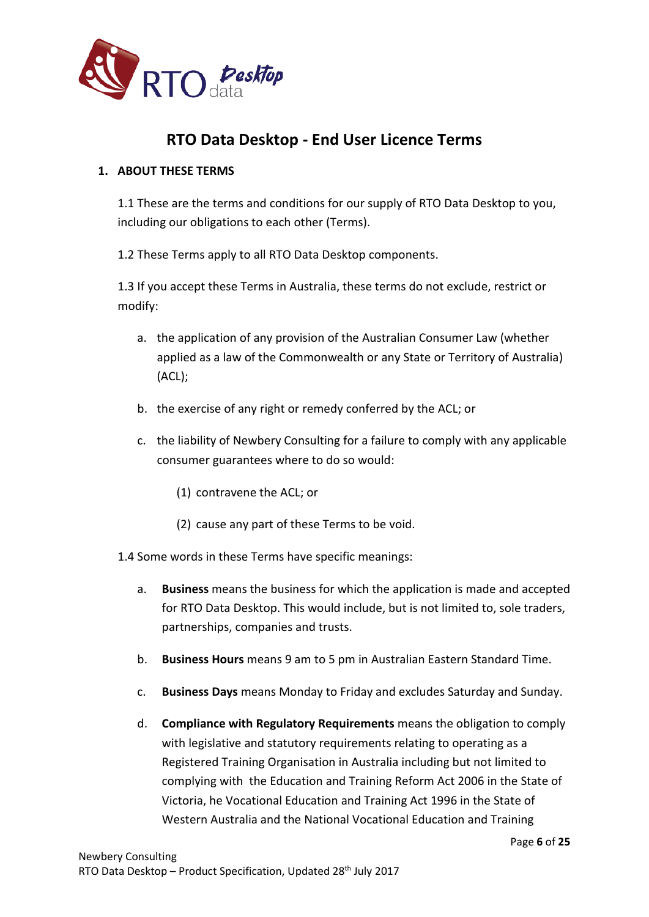# RTO Data Desktop - End User Licence Terms

## 1. ABOUT THESE TERMS

1.1 These are the terms and conditions for our supply of RTO Data Desktop to you, including our obligations to each other (Terms).

1.2 These Terms apply to all RTO Data Desktop components.

1.3 If you accept these Terms in Australia, these terms do not exclude, restrict or modify:

a. the application of any provision of the Australian Consumer Law (whether applied as a law of the Commonwealth or any State or Territory of Australia) (ACL);

b. the exercise of any right or remedy conferred by the ACL; or

c. the liability of Newbery Consulting for a failure to comply with any applicable consumer guarantees where to do so would:

(1) contravene the ACL; or

(2) cause any part of these Terms to be void.

1.4 Some words in these Terms have specific meanings:

a. **Business** means the business for which the application is made and accepted for RTO Data Desktop. This would include, but is not limited to, sole traders, partnerships, companies and trusts.

b. **Business Hours** means 9 am to 5 pm in Australian Eastern Standard Time.

c. **Business Days** means Monday to Friday and excludes Saturday and Sunday.

d. **Compliance with Regulatory Requirements** means the obligation to comply with legislative and statutory requirements relating to operating as a Registered Training Organisation in Australia including but not limited to complying with the Education and Training Reform Act 2006 in the State of Victoria, he Vocational Education and Training Act 1996 in the State of Western Australia and the National Vocational Education and Training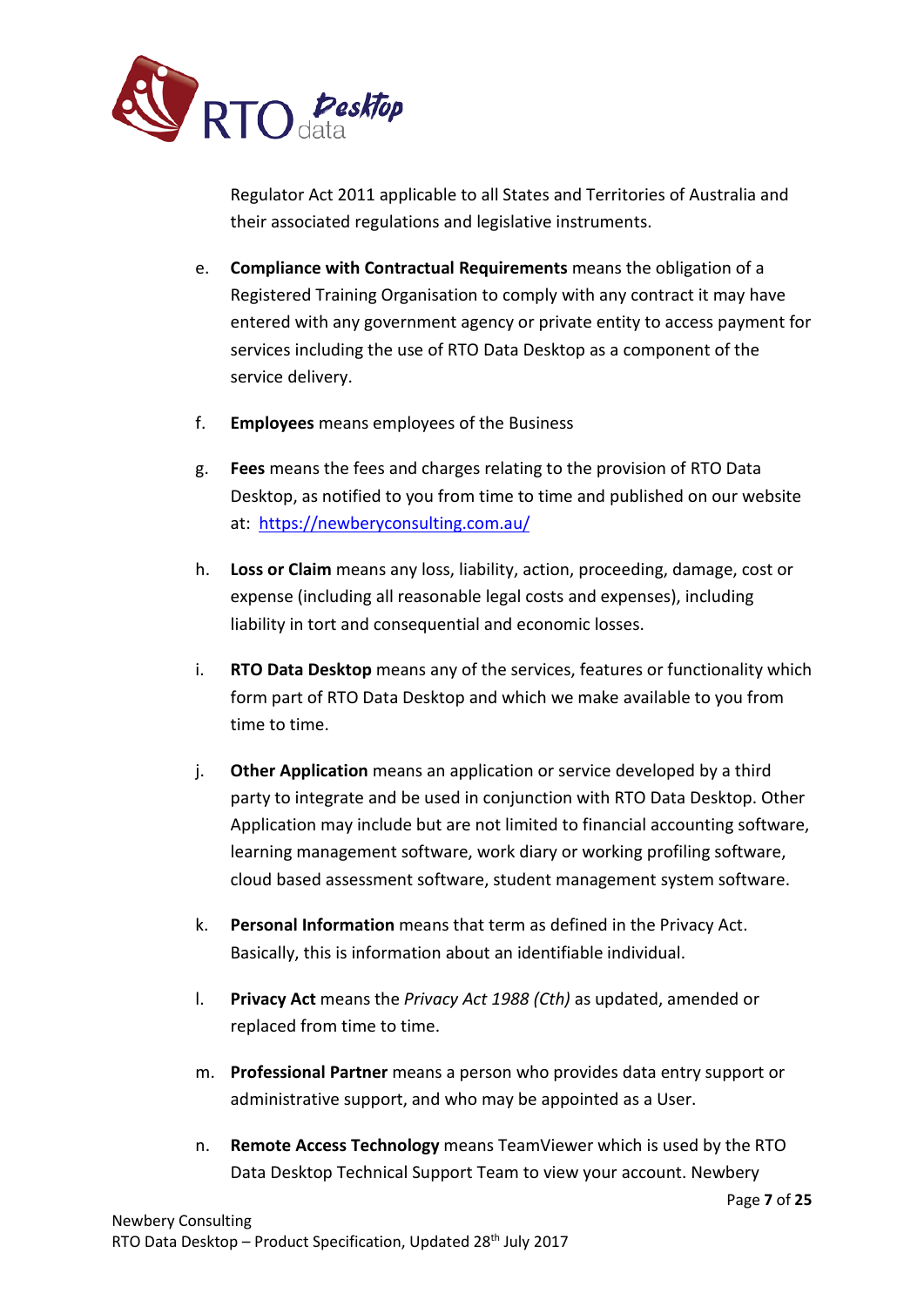Regulator Act 2011 applicable to all States and Territories of Australia and their associated regulations and legislative instruments.

e. **Compliance with Contractual Requirements** means the obligation of a Registered Training Organisation to comply with any contract it may have entered with any government agency or private entity to access payment for services including the use of RTO Data Desktop as a component of the service delivery.

f. **Employees** means employees of the Business

g. **Fees** means the fees and charges relating to the provision of RTO Data Desktop, as notified to you from time to time and published on our website at: [https://newberyconsulting.com.au/](https://newberyconsulting.com.au/)

h. **Loss or Claim** means any loss, liability, action, proceeding, damage, cost or expense (including all reasonable legal costs and expenses), including liability in tort and consequential and economic losses.

i. **RTO Data Desktop** means any of the services, features or functionality which form part of RTO Data Desktop and which we make available to you from time to time.

j. **Other Application** means an application or service developed by a third party to integrate and be used in conjunction with RTO Data Desktop. Other Application may include but are not limited to financial accounting software, learning management software, work diary or working profiling software, cloud based assessment software, student management system software.

k. **Personal Information** means that term as defined in the Privacy Act. Basically, this is information about an identifiable individual.

l. **Privacy Act** means the *Privacy Act 1988 (Cth)* as updated, amended or replaced from time to time.

m. **Professional Partner** means a person who provides data entry support or administrative support, and who may be appointed as a User.

n. **Remote Access Technology** means TeamViewer which is used by the RTO Data Desktop Technical Support Team to view your account. Newbery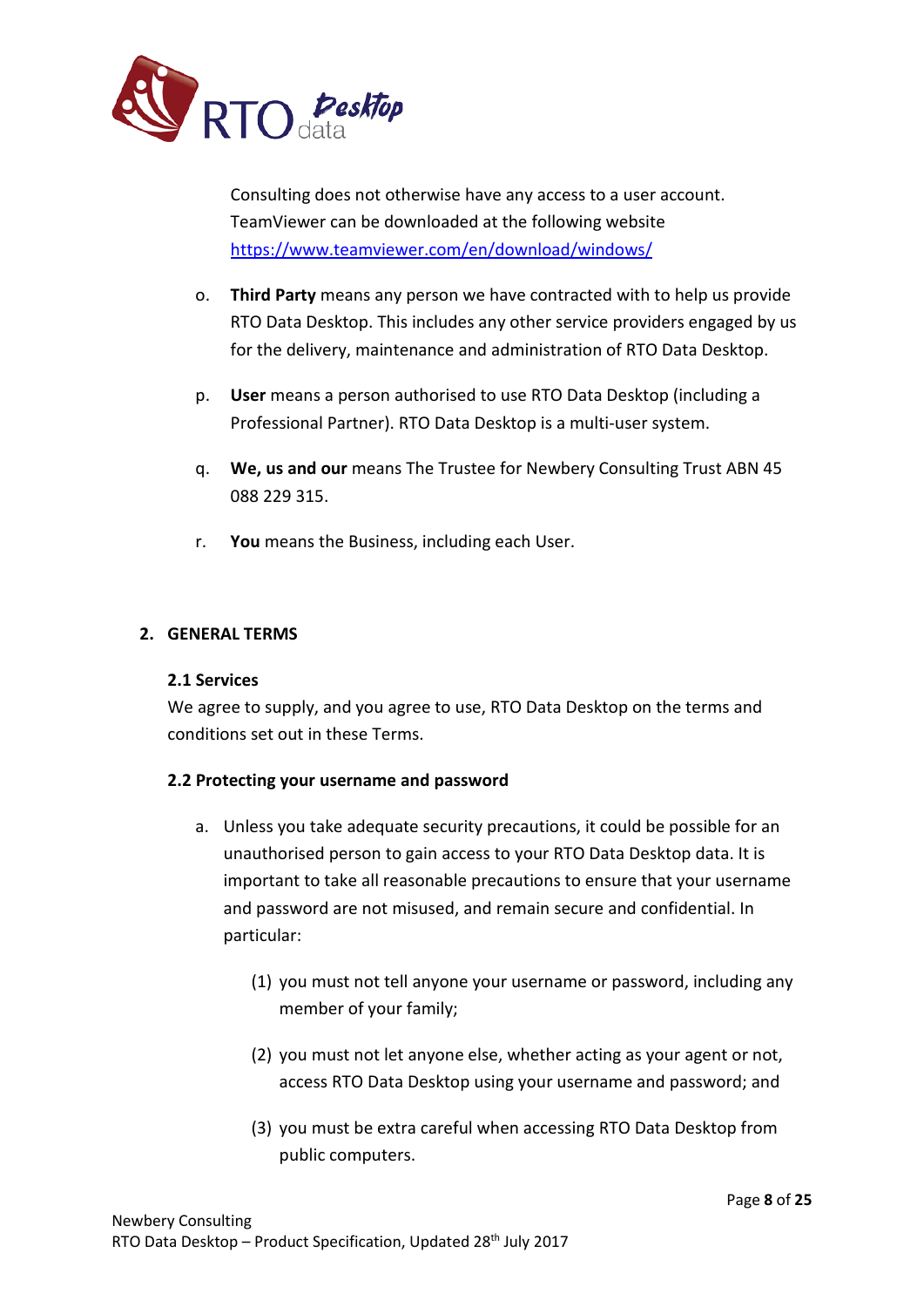Consulting does not otherwise have any access to a user account. TeamViewer can be downloaded at the following website https://www.teamviewer.com/en/download/windows/

o. **Third Party** means any person we have contracted with to help us provide RTO Data Desktop. This includes any other service providers engaged by us for the delivery, maintenance and administration of RTO Data Desktop.

p. **User** means a person authorised to use RTO Data Desktop (including a Professional Partner). RTO Data Desktop is a multi-user system.

q. **We, us and our** means The Trustee for Newbery Consulting Trust ABN 45 088 229 315.

r. **You** means the Business, including each User.

## 2. GENERAL TERMS

### 2.1 Services

We agree to supply, and you agree to use, RTO Data Desktop on the terms and conditions set out in these Terms.

### 2.2 Protecting your username and password

a. Unless you take adequate security precautions, it could be possible for an unauthorised person to gain access to your RTO Data Desktop data. It is important to take all reasonable precautions to ensure that your username and password are not misused, and remain secure and confidential. In particular:

(1) you must not tell anyone your username or password, including any member of your family;

(2) you must not let anyone else, whether acting as your agent or not, access RTO Data Desktop using your username and password; and

(3) you must be extra careful when accessing RTO Data Desktop from public computers.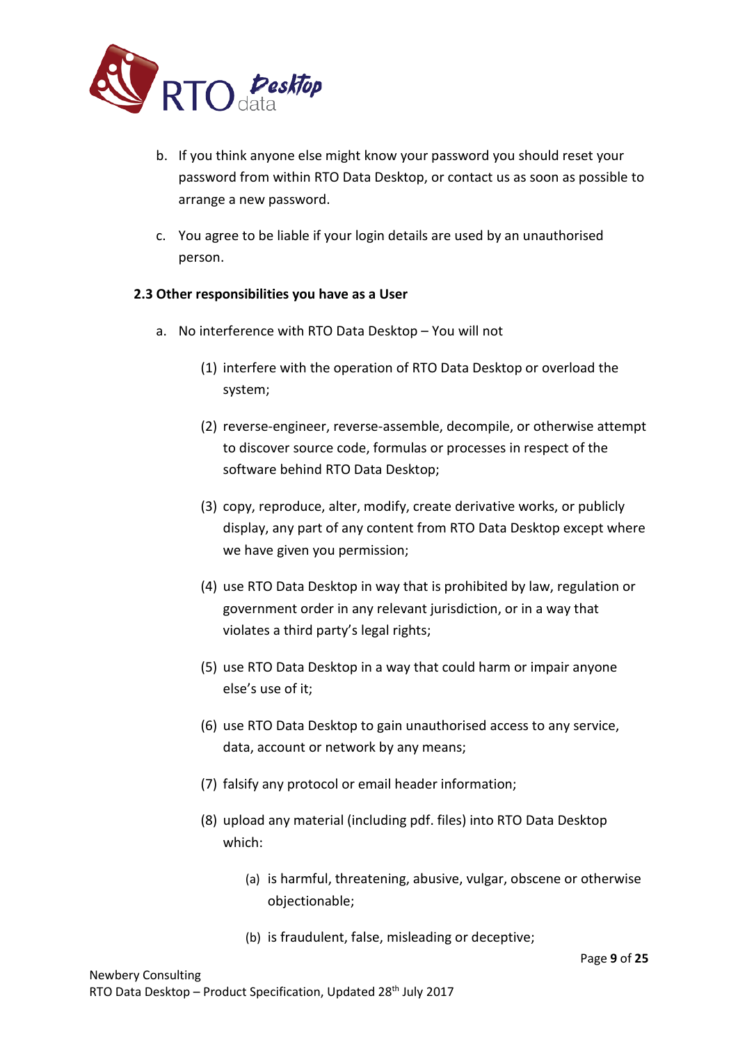b. If you think anyone else might know your password you should reset your password from within RTO Data Desktop, or contact us as soon as possible to arrange a new password.

c. You agree to be liable if your login details are used by an unauthorised person.

**2.3 Other responsibilities you have as a User**

a. No interference with RTO Data Desktop – You will not

   (1) interfere with the operation of RTO Data Desktop or overload the system;

   (2) reverse-engineer, reverse-assemble, decompile, or otherwise attempt to discover source code, formulas or processes in respect of the software behind RTO Data Desktop;

   (3) copy, reproduce, alter, modify, create derivative works, or publicly display, any part of any content from RTO Data Desktop except where we have given you permission;

   (4) use RTO Data Desktop in way that is prohibited by law, regulation or government order in any relevant jurisdiction, or in a way that violates a third party's legal rights;

   (5) use RTO Data Desktop in a way that could harm or impair anyone else's use of it;

   (6) use RTO Data Desktop to gain unauthorised access to any service, data, account or network by any means;

   (7) falsify any protocol or email header information;

   (8) upload any material (including pdf. files) into RTO Data Desktop which:

      (a) is harmful, threatening, abusive, vulgar, obscene or otherwise objectionable;

      (b) is fraudulent, false, misleading or deceptive;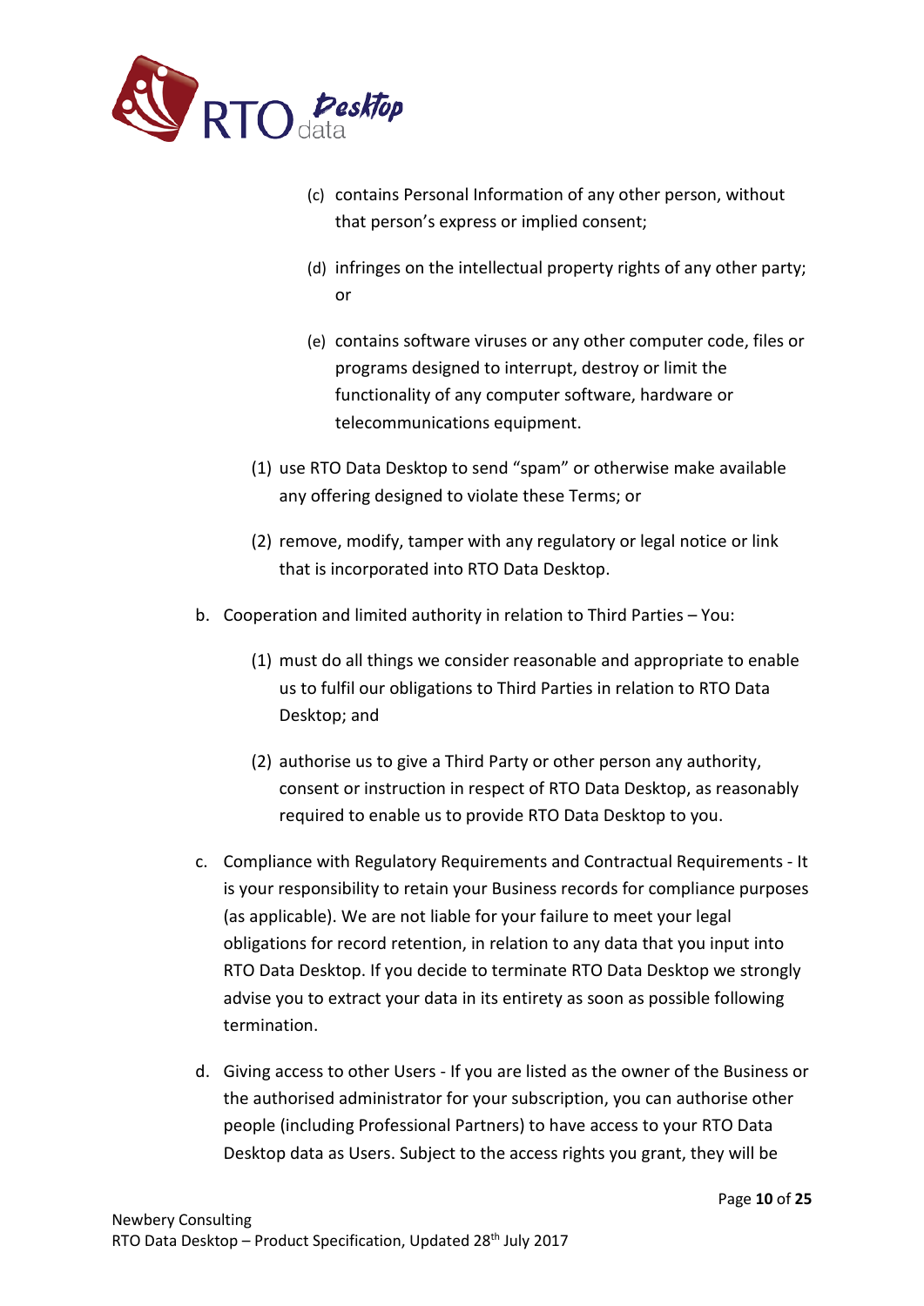(c) contains Personal Information of any other person, without that person's express or implied consent;

(d) infringes on the intellectual property rights of any other party; or

(e) contains software viruses or any other computer code, files or programs designed to interrupt, destroy or limit the functionality of any computer software, hardware or telecommunications equipment.

(1) use RTO Data Desktop to send "spam" or otherwise make available any offering designed to violate these Terms; or

(2) remove, modify, tamper with any regulatory or legal notice or link that is incorporated into RTO Data Desktop.

b. Cooperation and limited authority in relation to Third Parties – You:

(1) must do all things we consider reasonable and appropriate to enable us to fulfil our obligations to Third Parties in relation to RTO Data Desktop; and

(2) authorise us to give a Third Party or other person any authority, consent or instruction in respect of RTO Data Desktop, as reasonably required to enable us to provide RTO Data Desktop to you.

c. Compliance with Regulatory Requirements and Contractual Requirements - It is your responsibility to retain your Business records for compliance purposes (as applicable). We are not liable for your failure to meet your legal obligations for record retention, in relation to any data that you input into RTO Data Desktop. If you decide to terminate RTO Data Desktop we strongly advise you to extract your data in its entirety as soon as possible following termination.

d. Giving access to other Users - If you are listed as the owner of the Business or the authorised administrator for your subscription, you can authorise other people (including Professional Partners) to have access to your RTO Data Desktop data as Users. Subject to the access rights you grant, they will be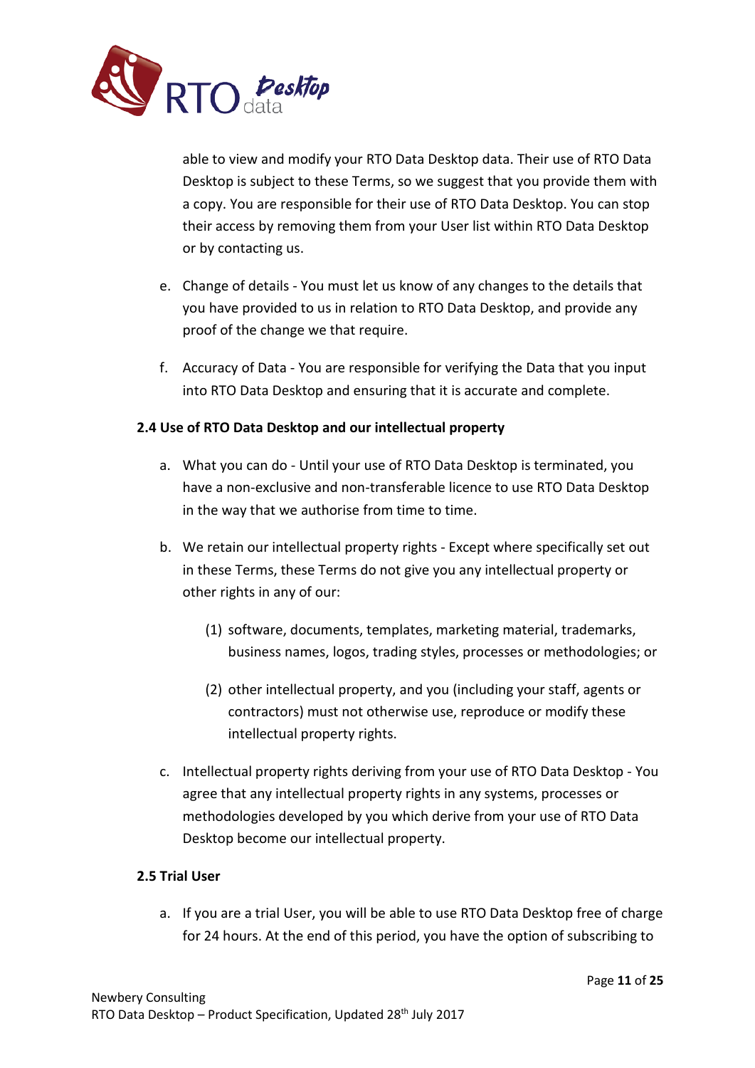able to view and modify your RTO Data Desktop data. Their use of RTO Data Desktop is subject to these Terms, so we suggest that you provide them with a copy. You are responsible for their use of RTO Data Desktop. You can stop their access by removing them from your User list within RTO Data Desktop or by contacting us.

e. Change of details - You must let us know of any changes to the details that you have provided to us in relation to RTO Data Desktop, and provide any proof of the change we that require.

f. Accuracy of Data - You are responsible for verifying the Data that you input into RTO Data Desktop and ensuring that it is accurate and complete.

**2.4 Use of RTO Data Desktop and our intellectual property**

a. What you can do - Until your use of RTO Data Desktop is terminated, you have a non-exclusive and non-transferable licence to use RTO Data Desktop in the way that we authorise from time to time.

b. We retain our intellectual property rights - Except where specifically set out in these Terms, these Terms do not give you any intellectual property or other rights in any of our:

   (1) software, documents, templates, marketing material, trademarks, business names, logos, trading styles, processes or methodologies; or

   (2) other intellectual property, and you (including your staff, agents or contractors) must not otherwise use, reproduce or modify these intellectual property rights.

c. Intellectual property rights deriving from your use of RTO Data Desktop - You agree that any intellectual property rights in any systems, processes or methodologies developed by you which derive from your use of RTO Data Desktop become our intellectual property.

**2.5 Trial User**

a. If you are a trial User, you will be able to use RTO Data Desktop free of charge for 24 hours. At the end of this period, you have the option of subscribing to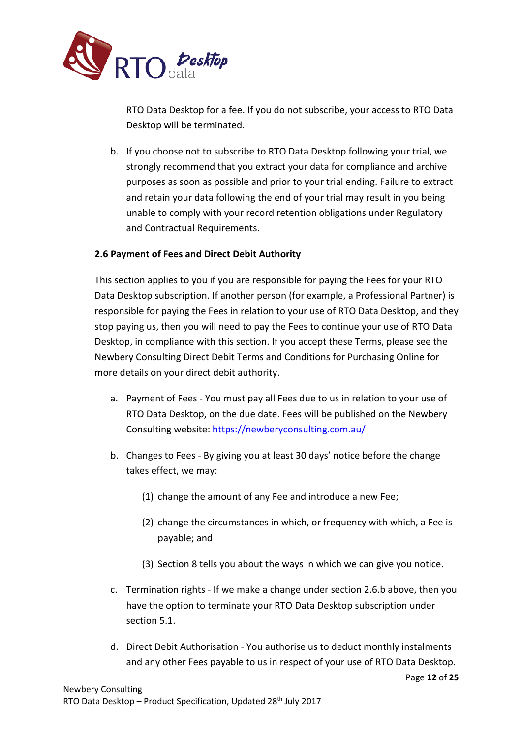RTO Data Desktop for a fee. If you do not subscribe, your access to RTO Data Desktop will be terminated.

b. If you choose not to subscribe to RTO Data Desktop following your trial, we strongly recommend that you extract your data for compliance and archive purposes as soon as possible and prior to your trial ending. Failure to extract and retain your data following the end of your trial may result in you being unable to comply with your record retention obligations under Regulatory and Contractual Requirements.

**2.6 Payment of Fees and Direct Debit Authority**

This section applies to you if you are responsible for paying the Fees for your RTO Data Desktop subscription. If another person (for example, a Professional Partner) is responsible for paying the Fees in relation to your use of RTO Data Desktop, and they stop paying us, then you will need to pay the Fees to continue your use of RTO Data Desktop, in compliance with this section. If you accept these Terms, please see the Newbery Consulting Direct Debit Terms and Conditions for Purchasing Online for more details on your direct debit authority.

a. Payment of Fees - You must pay all Fees due to us in relation to your use of RTO Data Desktop, on the due date. Fees will be published on the Newbery Consulting website: [https://newberyconsulting.com.au/](https://newberyconsulting.com.au/)

b. Changes to Fees - By giving you at least 30 days' notice before the change takes effect, we may:

   (1) change the amount of any Fee and introduce a new Fee;

   (2) change the circumstances in which, or frequency with which, a Fee is payable; and

   (3) Section 8 tells you about the ways in which we can give you notice.

c. Termination rights - If we make a change under section 2.6.b above, then you have the option to terminate your RTO Data Desktop subscription under section 5.1.

d. Direct Debit Authorisation - You authorise us to deduct monthly instalments and any other Fees payable to us in respect of your use of RTO Data Desktop.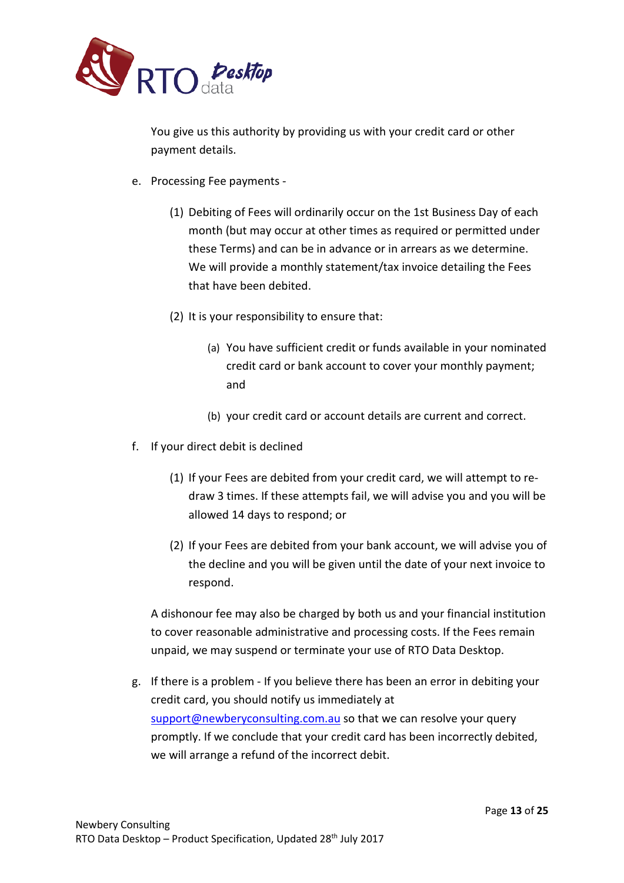You give us this authority by providing us with your credit card or other payment details.

e. Processing Fee payments -

   (1) Debiting of Fees will ordinarily occur on the 1st Business Day of each month (but may occur at other times as required or permitted under these Terms) and can be in advance or in arrears as we determine. We will provide a monthly statement/tax invoice detailing the Fees that have been debited.

   (2) It is your responsibility to ensure that:

      (a) You have sufficient credit or funds available in your nominated credit card or bank account to cover your monthly payment; and

      (b) your credit card or account details are current and correct.

f. If your direct debit is declined

   (1) If your Fees are debited from your credit card, we will attempt to re-draw 3 times. If these attempts fail, we will advise you and you will be allowed 14 days to respond; or

   (2) If your Fees are debited from your bank account, we will advise you of the decline and you will be given until the date of your next invoice to respond.

   A dishonour fee may also be charged by both us and your financial institution to cover reasonable administrative and processing costs. If the Fees remain unpaid, we may suspend or terminate your use of RTO Data Desktop.

g. If there is a problem - If you believe there has been an error in debiting your credit card, you should notify us immediately at support@newberyconsulting.com.au so that we can resolve your query promptly. If we conclude that your credit card has been incorrectly debited, we will arrange a refund of the incorrect debit.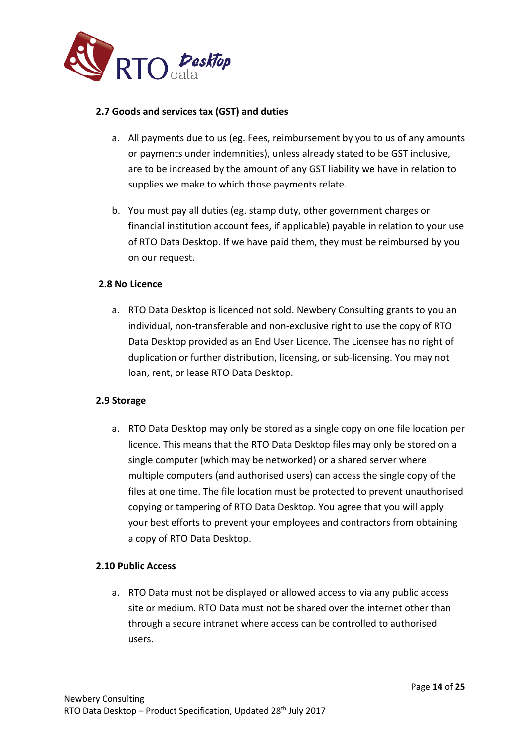### 2.7 Goods and services tax (GST) and duties

a. All payments due to us (eg. Fees, reimbursement by you to us of any amounts or payments under indemnities), unless already stated to be GST inclusive, are to be increased by the amount of any GST liability we have in relation to supplies we make to which those payments relate.

b. You must pay all duties (eg. stamp duty, other government charges or financial institution account fees, if applicable) payable in relation to your use of RTO Data Desktop. If we have paid them, they must be reimbursed by you on our request.

### 2.8 No Licence

a. RTO Data Desktop is licenced not sold. Newbery Consulting grants to you an individual, non-transferable and non-exclusive right to use the copy of RTO Data Desktop provided as an End User Licence. The Licensee has no right of duplication or further distribution, licensing, or sub-licensing. You may not loan, rent, or lease RTO Data Desktop.

### 2.9 Storage

a. RTO Data Desktop may only be stored as a single copy on one file location per licence. This means that the RTO Data Desktop files may only be stored on a single computer (which may be networked) or a shared server where multiple computers (and authorised users) can access the single copy of the files at one time. The file location must be protected to prevent unauthorised copying or tampering of RTO Data Desktop. You agree that you will apply your best efforts to prevent your employees and contractors from obtaining a copy of RTO Data Desktop.

### 2.10 Public Access

a. RTO Data must not be displayed or allowed access to via any public access site or medium. RTO Data must not be shared over the internet other than through a secure intranet where access can be controlled to authorised users.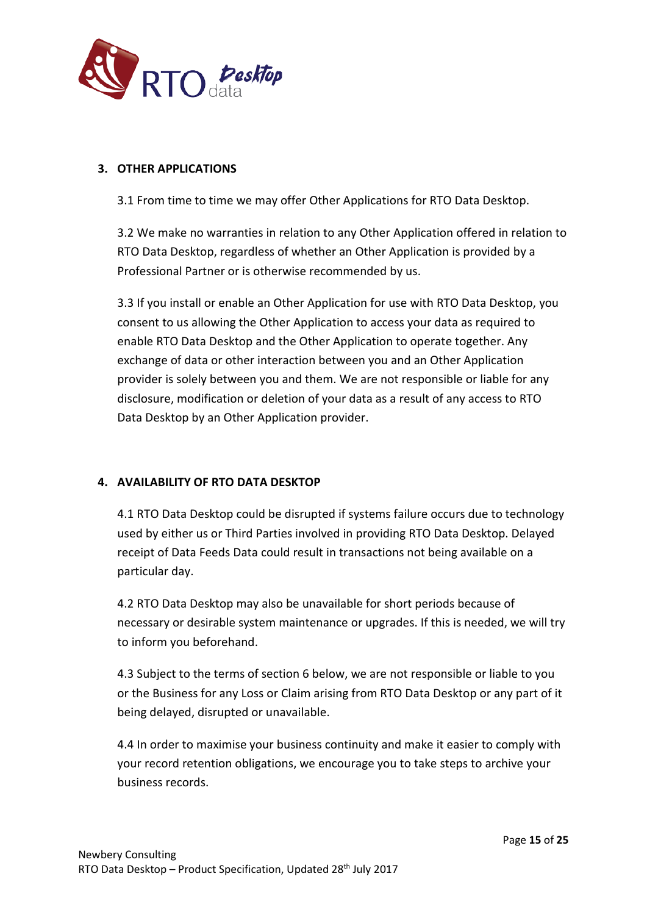## 3. OTHER APPLICATIONS

3.1 From time to time we may offer Other Applications for RTO Data Desktop.

3.2 We make no warranties in relation to any Other Application offered in relation to RTO Data Desktop, regardless of whether an Other Application is provided by a Professional Partner or is otherwise recommended by us.

3.3 If you install or enable an Other Application for use with RTO Data Desktop, you consent to us allowing the Other Application to access your data as required to enable RTO Data Desktop and the Other Application to operate together. Any exchange of data or other interaction between you and an Other Application provider is solely between you and them. We are not responsible or liable for any disclosure, modification or deletion of your data as a result of any access to RTO Data Desktop by an Other Application provider.

## 4. AVAILABILITY OF RTO DATA DESKTOP

4.1 RTO Data Desktop could be disrupted if systems failure occurs due to technology used by either us or Third Parties involved in providing RTO Data Desktop. Delayed receipt of Data Feeds Data could result in transactions not being available on a particular day.

4.2 RTO Data Desktop may also be unavailable for short periods because of necessary or desirable system maintenance or upgrades. If this is needed, we will try to inform you beforehand.

4.3 Subject to the terms of section 6 below, we are not responsible or liable to you or the Business for any Loss or Claim arising from RTO Data Desktop or any part of it being delayed, disrupted or unavailable.

4.4 In order to maximise your business continuity and make it easier to comply with your record retention obligations, we encourage you to take steps to archive your business records.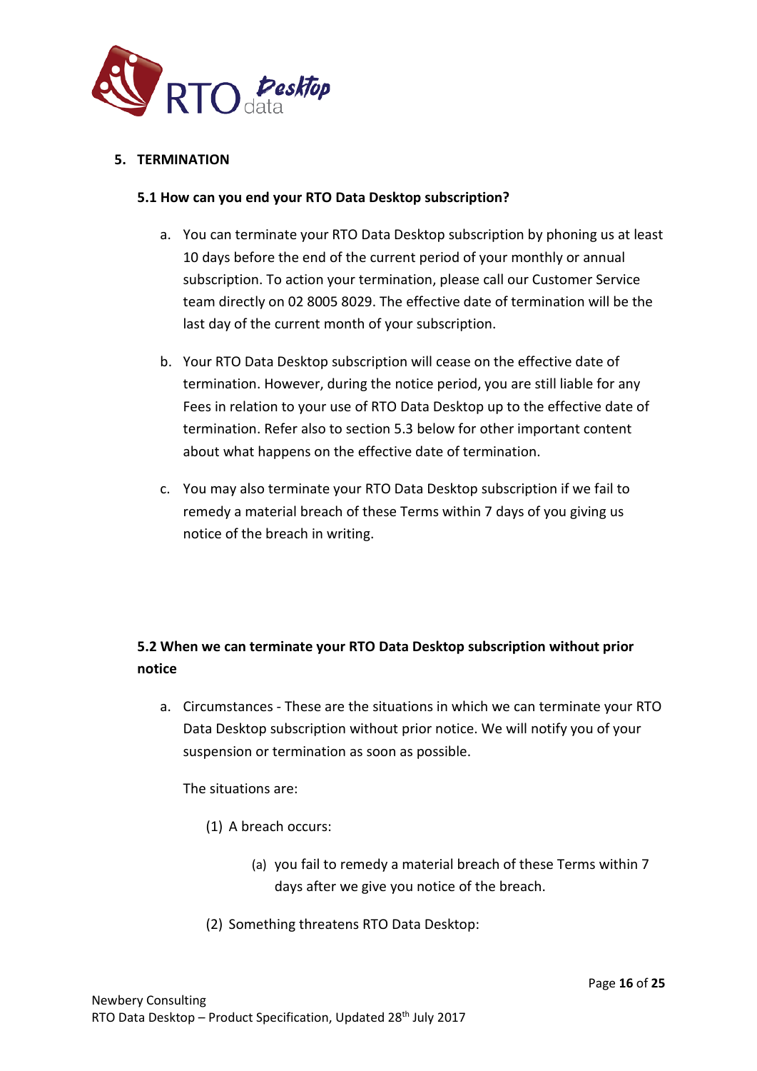## 5. TERMINATION

### 5.1 How can you end your RTO Data Desktop subscription?

a. You can terminate your RTO Data Desktop subscription by phoning us at least 10 days before the end of the current period of your monthly or annual subscription. To action your termination, please call our Customer Service team directly on 02 8005 8029. The effective date of termination will be the last day of the current month of your subscription.

b. Your RTO Data Desktop subscription will cease on the effective date of termination. However, during the notice period, you are still liable for any Fees in relation to your use of RTO Data Desktop up to the effective date of termination. Refer also to section 5.3 below for other important content about what happens on the effective date of termination.

c. You may also terminate your RTO Data Desktop subscription if we fail to remedy a material breach of these Terms within 7 days of you giving us notice of the breach in writing.

### 5.2 When we can terminate your RTO Data Desktop subscription without prior notice

a. Circumstances - These are the situations in which we can terminate your RTO Data Desktop subscription without prior notice. We will notify you of your suspension or termination as soon as possible.

   The situations are:

   (1) A breach occurs:

      (a) you fail to remedy a material breach of these Terms within 7 days after we give you notice of the breach.

   (2) Something threatens RTO Data Desktop: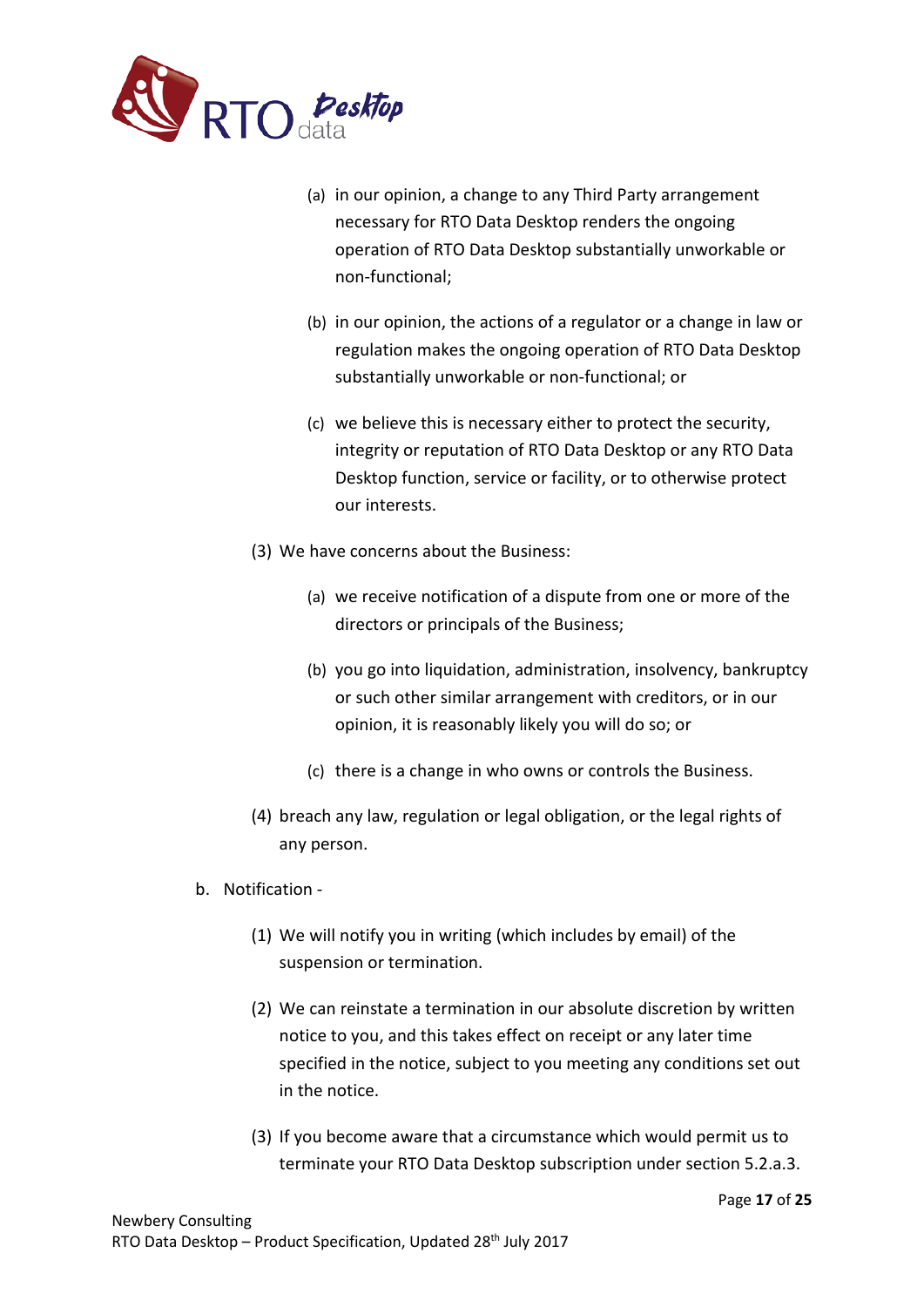- (a) in our opinion, a change to any Third Party arrangement necessary for RTO Data Desktop renders the ongoing operation of RTO Data Desktop substantially unworkable or non-functional;
  - (b) in our opinion, the actions of a regulator or a change in law or regulation makes the ongoing operation of RTO Data Desktop substantially unworkable or non-functional; or
  - (c) we believe this is necessary either to protect the security, integrity or reputation of RTO Data Desktop or any RTO Data Desktop function, service or facility, or to otherwise protect our interests.

- (3) We have concerns about the Business:
  - (a) we receive notification of a dispute from one or more of the directors or principals of the Business;
  - (b) you go into liquidation, administration, insolvency, bankruptcy or such other similar arrangement with creditors, or in our opinion, it is reasonably likely you will do so; or
  - (c) there is a change in who owns or controls the Business.

- (4) breach any law, regulation or legal obligation, or the legal rights of any person.

b. Notification -

- (1) We will notify you in writing (which includes by email) of the suspension or termination.
- (2) We can reinstate a termination in our absolute discretion by written notice to you, and this takes effect on receipt or any later time specified in the notice, subject to you meeting any conditions set out in the notice.
- (3) If you become aware that a circumstance which would permit us to terminate your RTO Data Desktop subscription under section 5.2.a.3.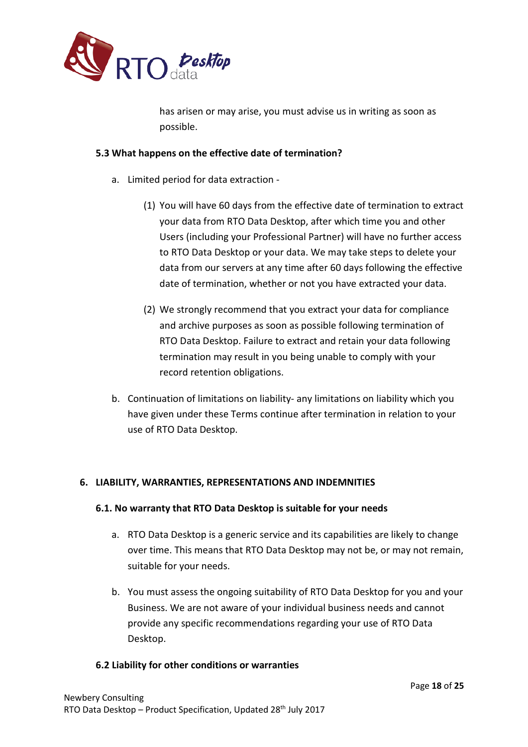has arisen or may arise, you must advise us in writing as soon as possible.

### 5.3 What happens on the effective date of termination?

a. Limited period for data extraction -

   (1) You will have 60 days from the effective date of termination to extract your data from RTO Data Desktop, after which time you and other Users (including your Professional Partner) will have no further access to RTO Data Desktop or your data. We may take steps to delete your data from our servers at any time after 60 days following the effective date of termination, whether or not you have extracted your data.

   (2) We strongly recommend that you extract your data for compliance and archive purposes as soon as possible following termination of RTO Data Desktop. Failure to extract and retain your data following termination may result in you being unable to comply with your record retention obligations.

b. Continuation of limitations on liability- any limitations on liability which you have given under these Terms continue after termination in relation to your use of RTO Data Desktop.

## 6. LIABILITY, WARRANTIES, REPRESENTATIONS AND INDEMNITIES

### 6.1. No warranty that RTO Data Desktop is suitable for your needs

a. RTO Data Desktop is a generic service and its capabilities are likely to change over time. This means that RTO Data Desktop may not be, or may not remain, suitable for your needs.

b. You must assess the ongoing suitability of RTO Data Desktop for you and your Business. We are not aware of your individual business needs and cannot provide any specific recommendations regarding your use of RTO Data Desktop.

### 6.2 Liability for other conditions or warranties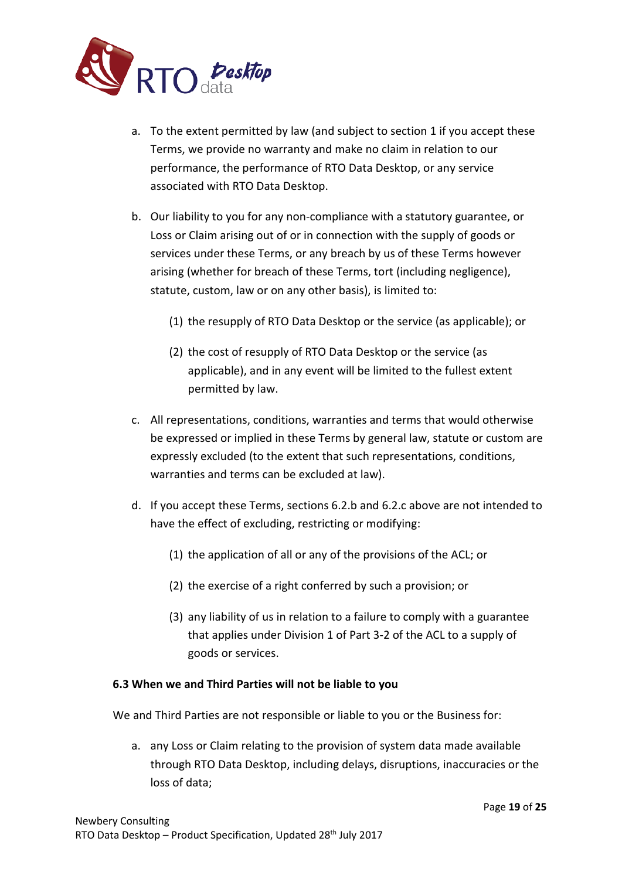a. To the extent permitted by law (and subject to section 1 if you accept these Terms, we provide no warranty and make no claim in relation to our performance, the performance of RTO Data Desktop, or any service associated with RTO Data Desktop.

b. Our liability to you for any non-compliance with a statutory guarantee, or Loss or Claim arising out of or in connection with the supply of goods or services under these Terms, or any breach by us of these Terms however arising (whether for breach of these Terms, tort (including negligence), statute, custom, law or on any other basis), is limited to:

   (1) the resupply of RTO Data Desktop or the service (as applicable); or

   (2) the cost of resupply of RTO Data Desktop or the service (as applicable), and in any event will be limited to the fullest extent permitted by law.

c. All representations, conditions, warranties and terms that would otherwise be expressed or implied in these Terms by general law, statute or custom are expressly excluded (to the extent that such representations, conditions, warranties and terms can be excluded at law).

d. If you accept these Terms, sections 6.2.b and 6.2.c above are not intended to have the effect of excluding, restricting or modifying:

   (1) the application of all or any of the provisions of the ACL; or

   (2) the exercise of a right conferred by such a provision; or

   (3) any liability of us in relation to a failure to comply with a guarantee that applies under Division 1 of Part 3-2 of the ACL to a supply of goods or services.

**6.3 When we and Third Parties will not be liable to you**

We and Third Parties are not responsible or liable to you or the Business for:

a. any Loss or Claim relating to the provision of system data made available through RTO Data Desktop, including delays, disruptions, inaccuracies or the loss of data;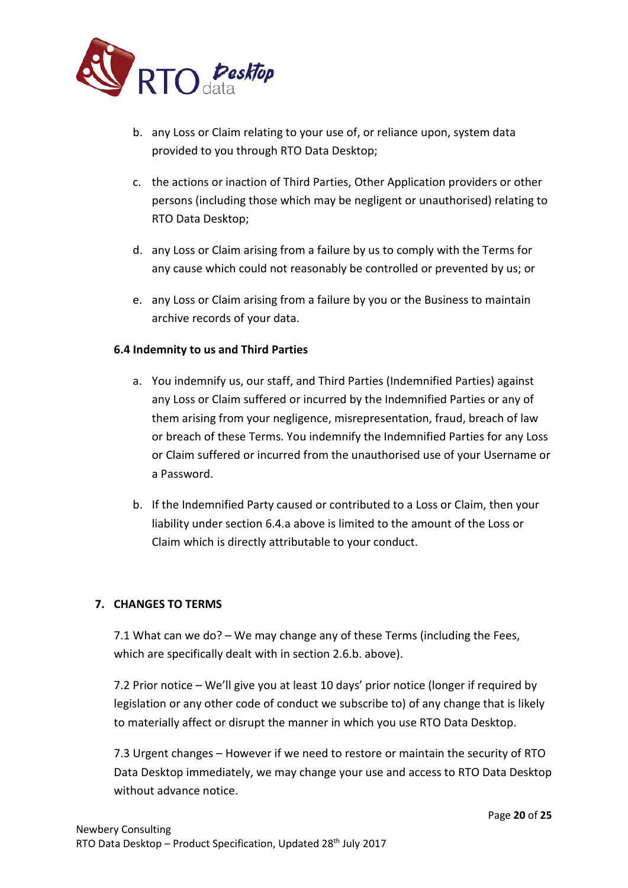b. any Loss or Claim relating to your use of, or reliance upon, system data provided to you through RTO Data Desktop;

c. the actions or inaction of Third Parties, Other Application providers or other persons (including those which may be negligent or unauthorised) relating to RTO Data Desktop;

d. any Loss or Claim arising from a failure by us to comply with the Terms for any cause which could not reasonably be controlled or prevented by us; or

e. any Loss or Claim arising from a failure by you or the Business to maintain archive records of your data.

**6.4 Indemnity to us and Third Parties**

a. You indemnify us, our staff, and Third Parties (Indemnified Parties) against any Loss or Claim suffered or incurred by the Indemnified Parties or any of them arising from your negligence, misrepresentation, fraud, breach of law or breach of these Terms. You indemnify the Indemnified Parties for any Loss or Claim suffered or incurred from the unauthorised use of your Username or a Password.

b. If the Indemnified Party caused or contributed to a Loss or Claim, then your liability under section 6.4.a above is limited to the amount of the Loss or Claim which is directly attributable to your conduct.

## 7. CHANGES TO TERMS

7.1 What can we do? – We may change any of these Terms (including the Fees, which are specifically dealt with in section 2.6.b. above).

7.2 Prior notice – We'll give you at least 10 days' prior notice (longer if required by legislation or any other code of conduct we subscribe to) of any change that is likely to materially affect or disrupt the manner in which you use RTO Data Desktop.

7.3 Urgent changes – However if we need to restore or maintain the security of RTO Data Desktop immediately, we may change your use and access to RTO Data Desktop without advance notice.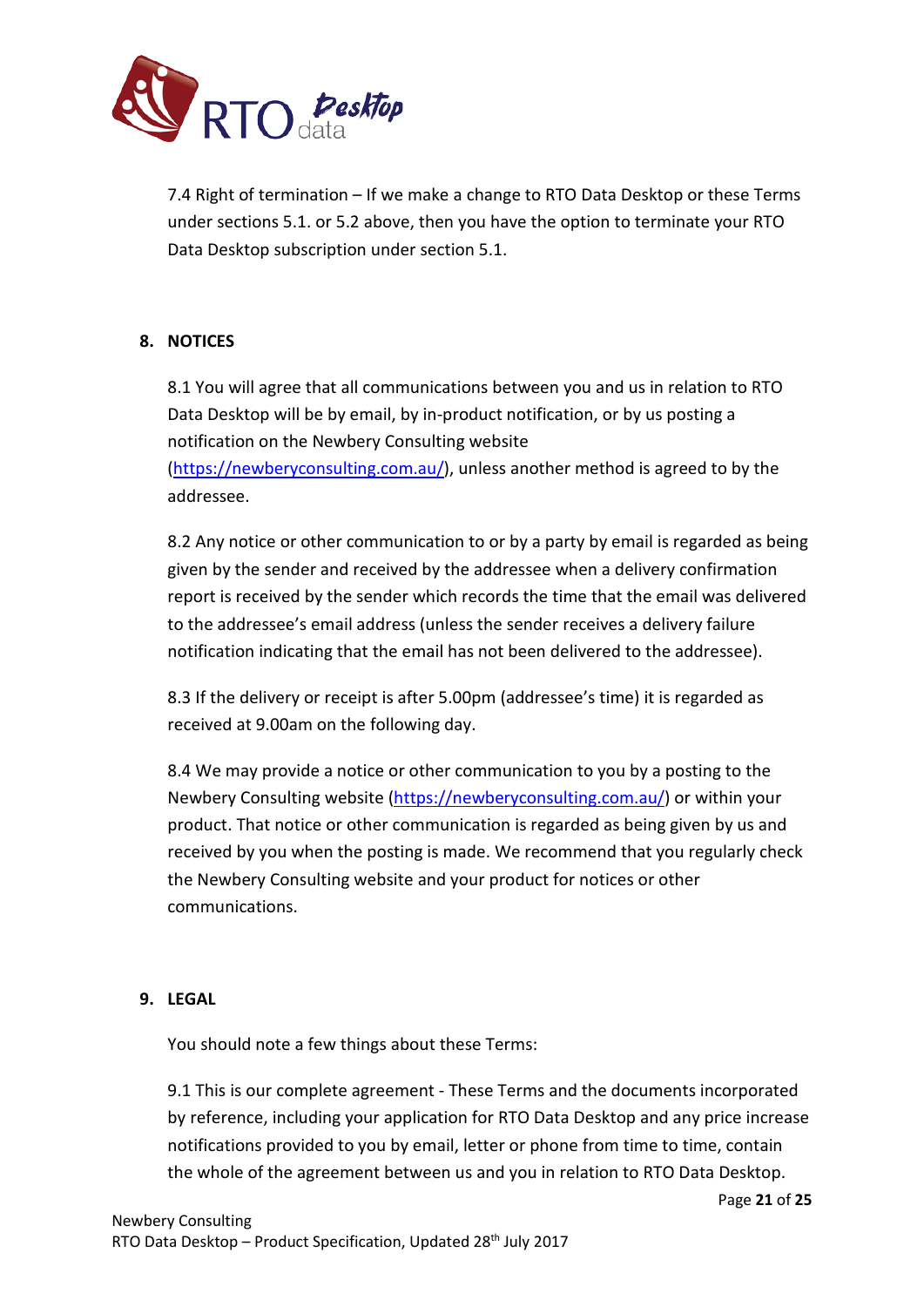7.4 Right of termination – If we make a change to RTO Data Desktop or these Terms under sections 5.1. or 5.2 above, then you have the option to terminate your RTO Data Desktop subscription under section 5.1.

## 8. NOTICES

8.1 You will agree that all communications between you and us in relation to RTO Data Desktop will be by email, by in-product notification, or by us posting a notification on the Newbery Consulting website (https://newberyconsulting.com.au/), unless another method is agreed to by the addressee.

8.2 Any notice or other communication to or by a party by email is regarded as being given by the sender and received by the addressee when a delivery confirmation report is received by the sender which records the time that the email was delivered to the addressee's email address (unless the sender receives a delivery failure notification indicating that the email has not been delivered to the addressee).

8.3 If the delivery or receipt is after 5.00pm (addressee's time) it is regarded as received at 9.00am on the following day.

8.4 We may provide a notice or other communication to you by a posting to the Newbery Consulting website (https://newberyconsulting.com.au/) or within your product. That notice or other communication is regarded as being given by us and received by you when the posting is made. We recommend that you regularly check the Newbery Consulting website and your product for notices or other communications.

## 9. LEGAL

You should note a few things about these Terms:

9.1 This is our complete agreement - These Terms and the documents incorporated by reference, including your application for RTO Data Desktop and any price increase notifications provided to you by email, letter or phone from time to time, contain the whole of the agreement between us and you in relation to RTO Data Desktop.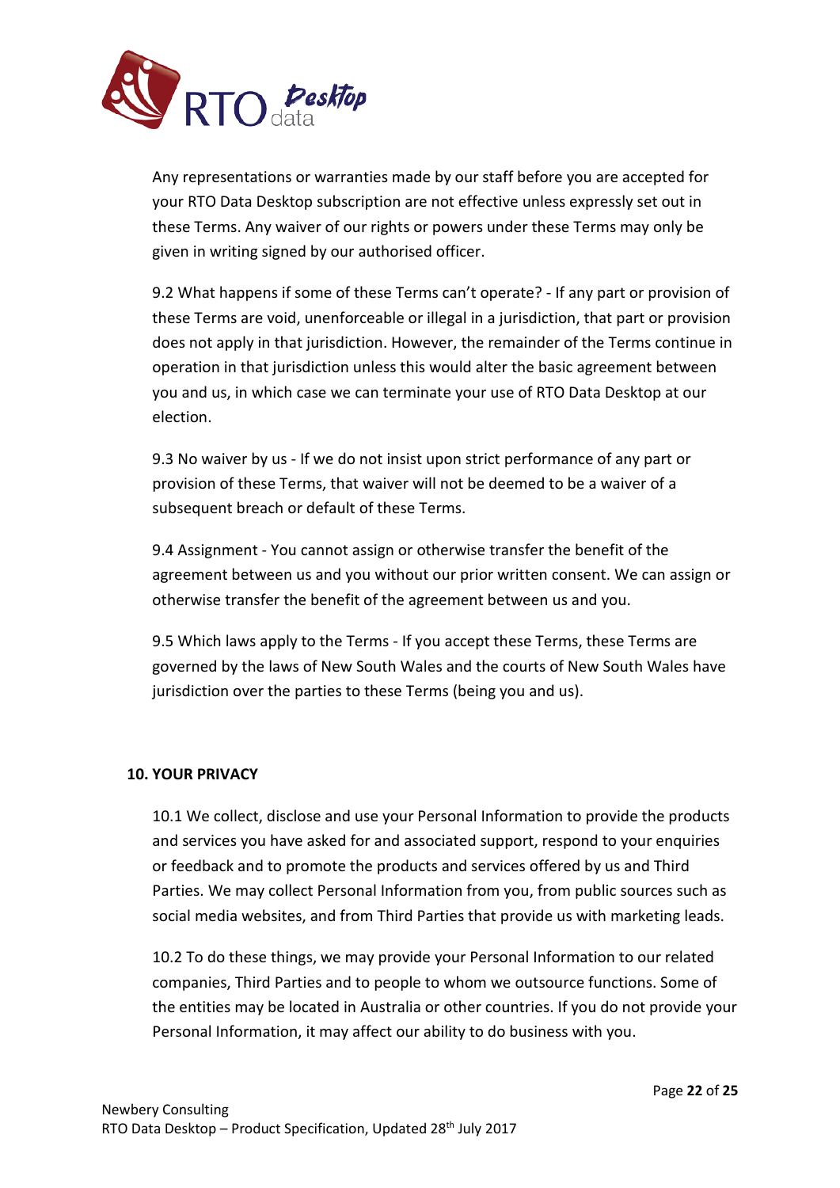Any representations or warranties made by our staff before you are accepted for your RTO Data Desktop subscription are not effective unless expressly set out in these Terms. Any waiver of our rights or powers under these Terms may only be given in writing signed by our authorised officer.

9.2 What happens if some of these Terms can't operate? - If any part or provision of these Terms are void, unenforceable or illegal in a jurisdiction, that part or provision does not apply in that jurisdiction. However, the remainder of the Terms continue in operation in that jurisdiction unless this would alter the basic agreement between you and us, in which case we can terminate your use of RTO Data Desktop at our election.

9.3 No waiver by us - If we do not insist upon strict performance of any part or provision of these Terms, that waiver will not be deemed to be a waiver of a subsequent breach or default of these Terms.

9.4 Assignment - You cannot assign or otherwise transfer the benefit of the agreement between us and you without our prior written consent. We can assign or otherwise transfer the benefit of the agreement between us and you.

9.5 Which laws apply to the Terms - If you accept these Terms, these Terms are governed by the laws of New South Wales and the courts of New South Wales have jurisdiction over the parties to these Terms (being you and us).

## 10. YOUR PRIVACY

10.1 We collect, disclose and use your Personal Information to provide the products and services you have asked for and associated support, respond to your enquiries or feedback and to promote the products and services offered by us and Third Parties. We may collect Personal Information from you, from public sources such as social media websites, and from Third Parties that provide us with marketing leads.

10.2 To do these things, we may provide your Personal Information to our related companies, Third Parties and to people to whom we outsource functions. Some of the entities may be located in Australia or other countries. If you do not provide your Personal Information, it may affect our ability to do business with you.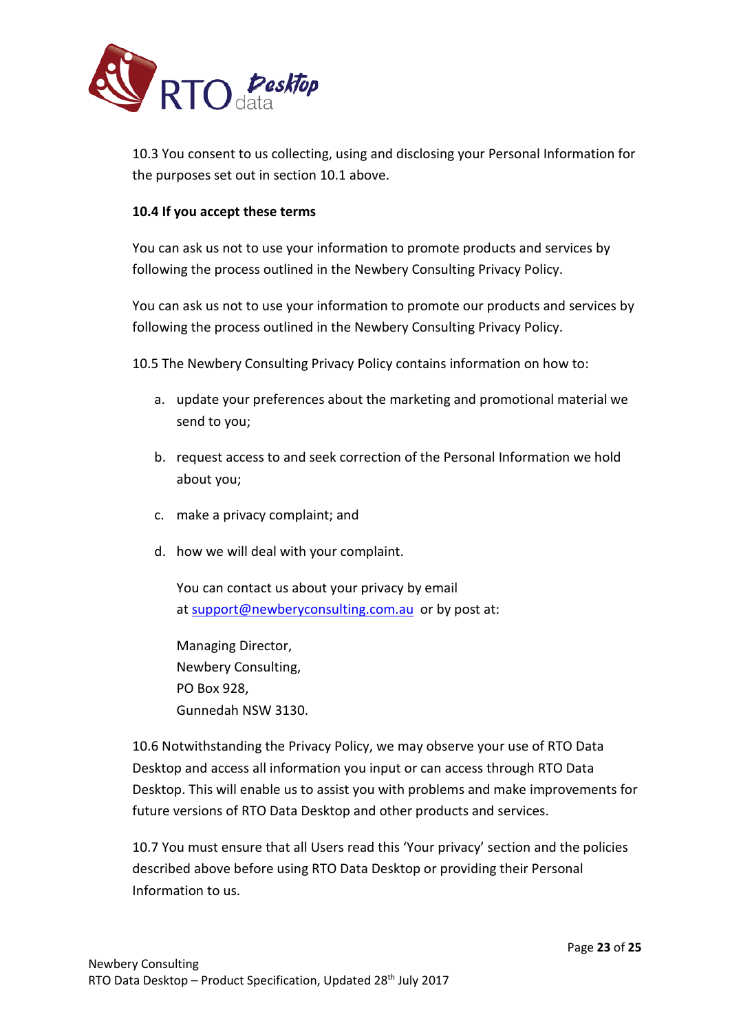10.3 You consent to us collecting, using and disclosing your Personal Information for the purposes set out in section 10.1 above.

**10.4 If you accept these terms**

You can ask us not to use your information to promote products and services by following the process outlined in the Newbery Consulting Privacy Policy.

You can ask us not to use your information to promote our products and services by following the process outlined in the Newbery Consulting Privacy Policy.

10.5 The Newbery Consulting Privacy Policy contains information on how to:

a. update your preferences about the marketing and promotional material we send to you;

b. request access to and seek correction of the Personal Information we hold about you;

c. make a privacy complaint; and

d. how we will deal with your complaint.

   You can contact us about your privacy by email at support@newberyconsulting.com.au or by post at:

   Managing Director,
   Newbery Consulting,
   PO Box 928,
   Gunnedah NSW 3130.

10.6 Notwithstanding the Privacy Policy, we may observe your use of RTO Data Desktop and access all information you input or can access through RTO Data Desktop. This will enable us to assist you with problems and make improvements for future versions of RTO Data Desktop and other products and services.

10.7 You must ensure that all Users read this 'Your privacy' section and the policies described above before using RTO Data Desktop or providing their Personal Information to us.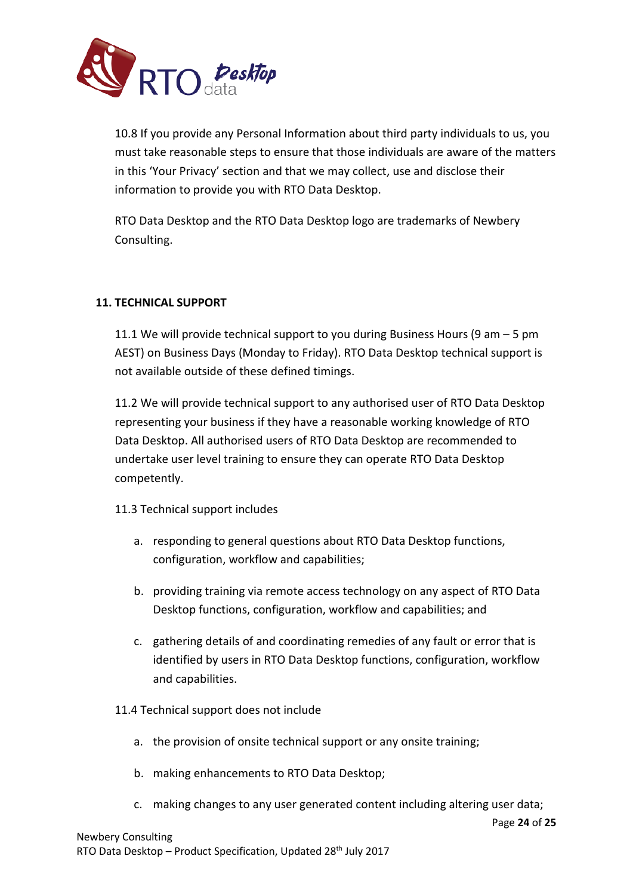10.8 If you provide any Personal Information about third party individuals to us, you must take reasonable steps to ensure that those individuals are aware of the matters in this 'Your Privacy' section and that we may collect, use and disclose their information to provide you with RTO Data Desktop.

RTO Data Desktop and the RTO Data Desktop logo are trademarks of Newbery Consulting.

## 11. TECHNICAL SUPPORT

11.1 We will provide technical support to you during Business Hours (9 am – 5 pm AEST) on Business Days (Monday to Friday). RTO Data Desktop technical support is not available outside of these defined timings.

11.2 We will provide technical support to any authorised user of RTO Data Desktop representing your business if they have a reasonable working knowledge of RTO Data Desktop. All authorised users of RTO Data Desktop are recommended to undertake user level training to ensure they can operate RTO Data Desktop competently.

11.3 Technical support includes

a. responding to general questions about RTO Data Desktop functions, configuration, workflow and capabilities;

b. providing training via remote access technology on any aspect of RTO Data Desktop functions, configuration, workflow and capabilities; and

c. gathering details of and coordinating remedies of any fault or error that is identified by users in RTO Data Desktop functions, configuration, workflow and capabilities.

11.4 Technical support does not include

a. the provision of onsite technical support or any onsite training;

b. making enhancements to RTO Data Desktop;

c. making changes to any user generated content including altering user data;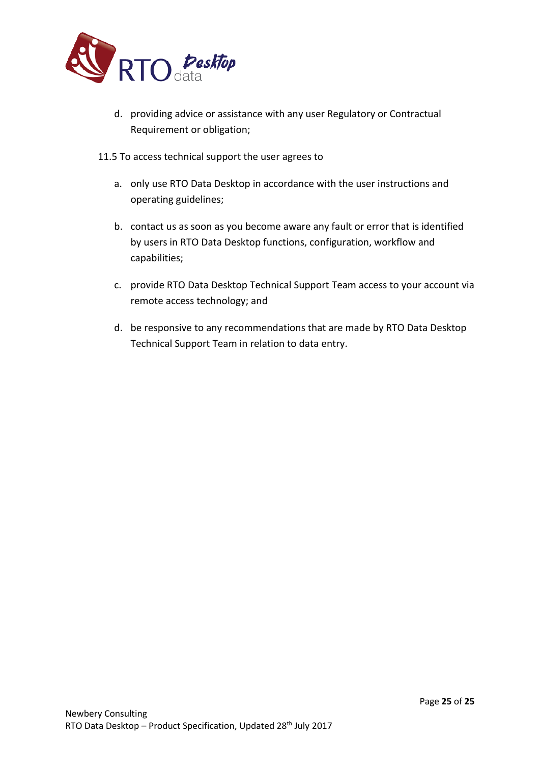d. providing advice or assistance with any user Regulatory or Contractual Requirement or obligation;

11.5 To access technical support the user agrees to

a. only use RTO Data Desktop in accordance with the user instructions and operating guidelines;

b. contact us as soon as you become aware any fault or error that is identified by users in RTO Data Desktop functions, configuration, workflow and capabilities;

c. provide RTO Data Desktop Technical Support Team access to your account via remote access technology; and

d. be responsive to any recommendations that are made by RTO Data Desktop Technical Support Team in relation to data entry.